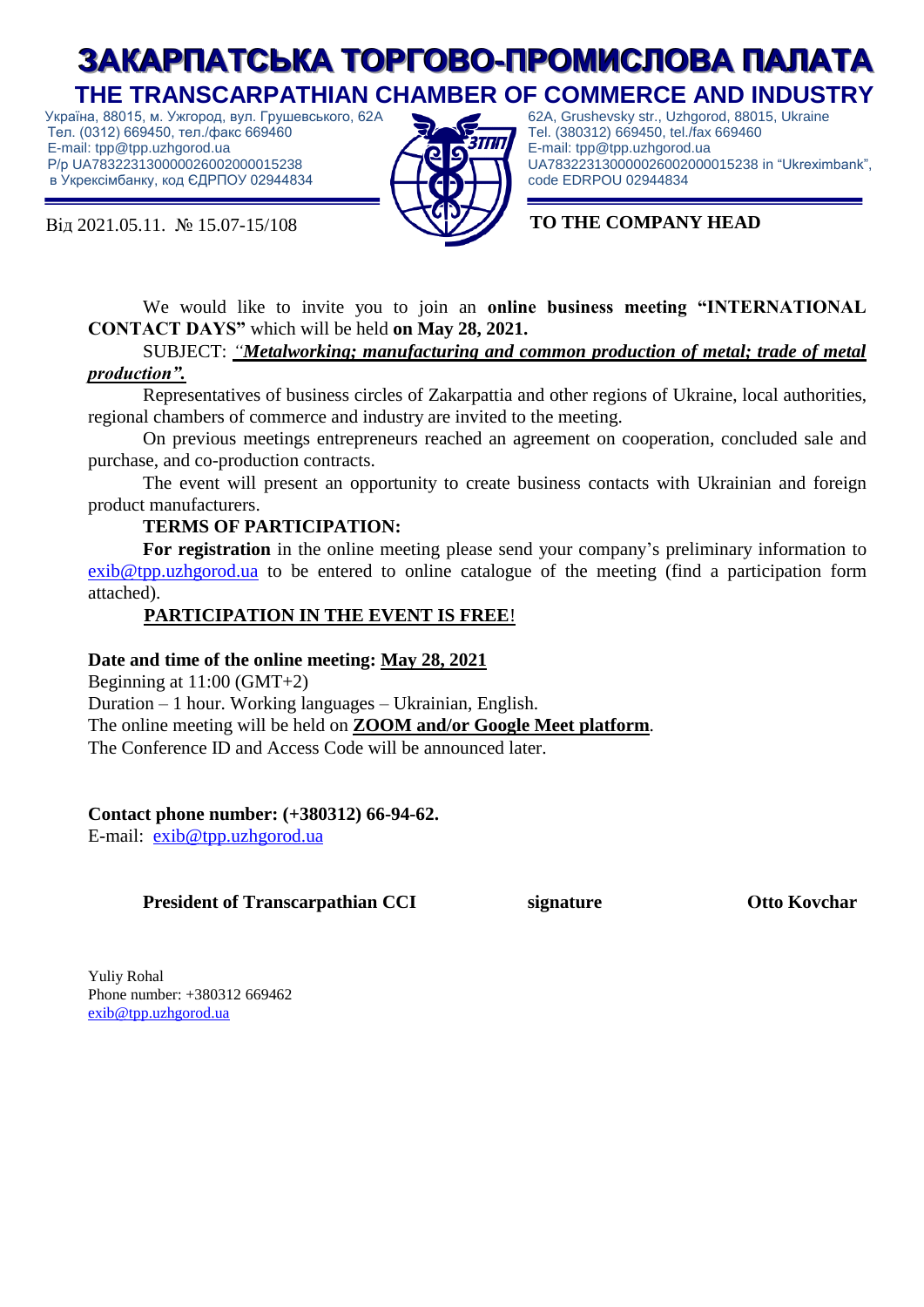# ЗАКАРПАТСЬКА ТОРГОВО-ПРОМИСЛОВА ПАЛАТА

## THE TRANSCARPATHIAN CHAMBER OF COMMERCE AND INDUSTRY

Україна, 88015, м. Ужгород, вул. Грушевського, 62А
Тел. (0312) 669450, тел./факс 669460
E-mail: tpp@tpp.uzhgorod.ua
Р/р UA783223130000026002000015238
в Укрексімбанку, код ЄДРПОУ 02944834

62A, Grushevsky str., Uzhgorod, 88015, Ukraine
Tel. (380312) 669450, tel./fax 669460
E-mail: tpp@tpp.uzhgorod.ua
UA783223130000026002000015238 in "Ukreximbank",
code EDRPOU 02944834

Від 2021.05.11. № 15.07-15/108

**TO THE COMPANY HEAD**

We would like to invite you to join an **online business meeting "INTERNATIONAL CONTACT DAYS"** which will be held **on May 28, 2021.**

SUBJECT: *"**Metalworking; manufacturing and common production of metal; trade of metal production".***

Representatives of business circles of Zakarpattia and other regions of Ukraine, local authorities, regional chambers of commerce and industry are invited to the meeting.

On previous meetings entrepreneurs reached an agreement on cooperation, concluded sale and purchase, and co-production contracts.

The event will present an opportunity to create business contacts with Ukrainian and foreign product manufacturers.

**TERMS OF PARTICIPATION:**

**For registration** in the online meeting please send your company's preliminary information to exib@tpp.uzhgorod.ua to be entered to online catalogue of the meeting (find a participation form attached).

**PARTICIPATION IN THE EVENT IS FREE**!

**Date and time of the online meeting: May 28, 2021**
Beginning at 11:00 (GMT+2)
Duration – 1 hour. Working languages – Ukrainian, English.
The online meeting will be held on **ZOOM and/or Google Meet platform**.
The Conference ID and Access Code will be announced later.

**Contact phone number: (+380312) 66-94-62.**
E-mail: exib@tpp.uzhgorod.ua

**President of Transcarpathian CCI** **signature** **Otto Kovchar**

Yuliy Rohal
Phone number: +380312 669462
exib@tpp.uzhgorod.ua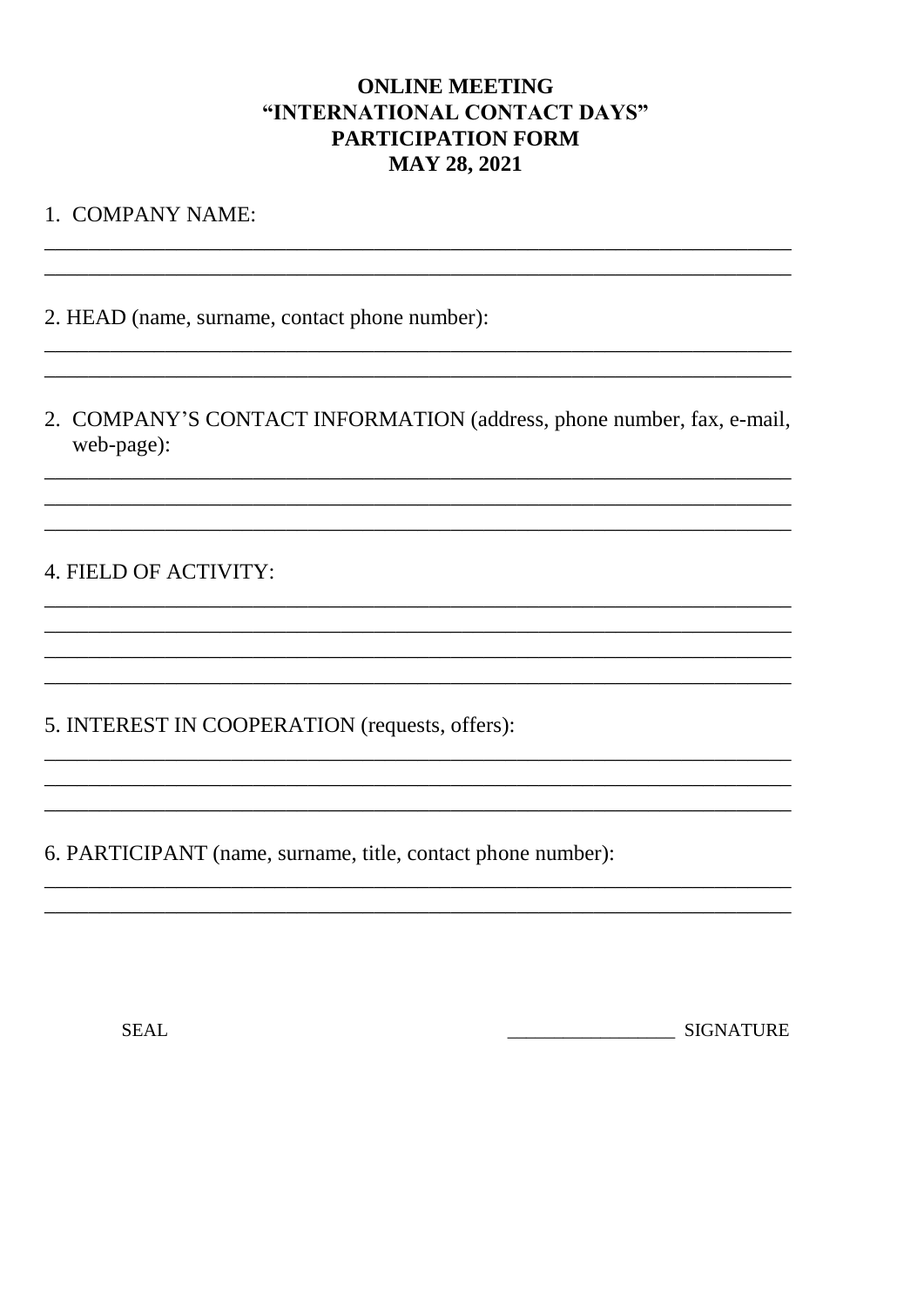**ONLINE MEETING**
**"INTERNATIONAL CONTACT DAYS"**
**PARTICIPATION FORM**
**MAY 28, 2021**

1. COMPANY NAME:

_______________________________________________________________________
_______________________________________________________________________

2. HEAD (name, surname, contact phone number):

_______________________________________________________________________
_______________________________________________________________________

2. COMPANY'S CONTACT INFORMATION (address, phone number, fax, e-mail, web-page):

_______________________________________________________________________
_______________________________________________________________________
_______________________________________________________________________

4. FIELD OF ACTIVITY:

_______________________________________________________________________
_______________________________________________________________________
_______________________________________________________________________
_______________________________________________________________________

5. INTEREST IN COOPERATION (requests, offers):

_______________________________________________________________________
_______________________________________________________________________
_______________________________________________________________________

6. PARTICIPANT (name, surname, title, contact phone number):

_______________________________________________________________________
_______________________________________________________________________

SEAL                                                                                    _________________ SIGNATURE